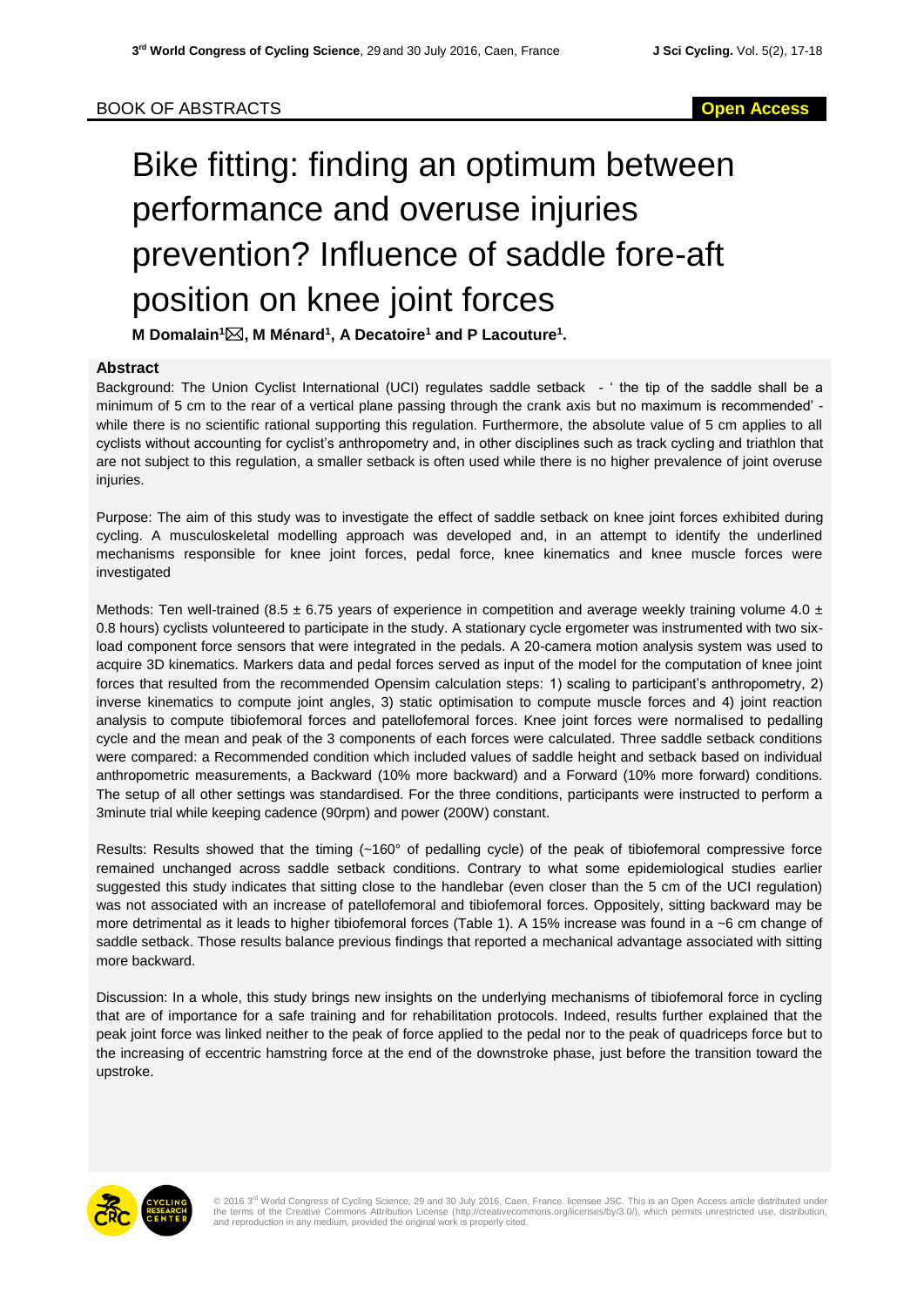BOOK OF ABSTRACTS

**Open Access**

# Bike fitting: finding an optimum between performance and overuse injuries prevention? Influence of saddle fore-aft position on knee joint forces

**M Domalain[1]✉, M Ménard[1], A Decatoire[1] and P Lacouture[1].**

## Abstract

Background: The Union Cyclist International (UCI) regulates saddle setback - ' the tip of the saddle shall be a minimum of 5 cm to the rear of a vertical plane passing through the crank axis but no maximum is recommended' - while there is no scientific rational supporting this regulation. Furthermore, the absolute value of 5 cm applies to all cyclists without accounting for cyclist's anthropometry and, in other disciplines such as track cycling and triathlon that are not subject to this regulation, a smaller setback is often used while there is no higher prevalence of joint overuse injuries.

Purpose: The aim of this study was to investigate the effect of saddle setback on knee joint forces exhibited during cycling. A musculoskeletal modelling approach was developed and, in an attempt to identify the underlined mechanisms responsible for knee joint forces, pedal force, knee kinematics and knee muscle forces were investigated

Methods: Ten well-trained (8.5 ± 6.75 years of experience in competition and average weekly training volume 4.0 ± 0.8 hours) cyclists volunteered to participate in the study. A stationary cycle ergometer was instrumented with two six-load component force sensors that were integrated in the pedals. A 20-camera motion analysis system was used to acquire 3D kinematics. Markers data and pedal forces served as input of the model for the computation of knee joint forces that resulted from the recommended Opensim calculation steps: 1) scaling to participant's anthropometry, 2) inverse kinematics to compute joint angles, 3) static optimisation to compute muscle forces and 4) joint reaction analysis to compute tibiofemoral forces and patellofemoral forces. Knee joint forces were normalised to pedalling cycle and the mean and peak of the 3 components of each forces were calculated. Three saddle setback conditions were compared: a Recommended condition which included values of saddle height and setback based on individual anthropometric measurements, a Backward (10% more backward) and a Forward (10% more forward) conditions. The setup of all other settings was standardised. For the three conditions, participants were instructed to perform a 3minute trial while keeping cadence (90rpm) and power (200W) constant.

Results: Results showed that the timing (~160° of pedalling cycle) of the peak of tibiofemoral compressive force remained unchanged across saddle setback conditions. Contrary to what some epidemiological studies earlier suggested this study indicates that sitting close to the handlebar (even closer than the 5 cm of the UCI regulation) was not associated with an increase of patellofemoral and tibiofemoral forces. Oppositely, sitting backward may be more detrimental as it leads to higher tibiofemoral forces (Table 1). A 15% increase was found in a ~6 cm change of saddle setback. Those results balance previous findings that reported a mechanical advantage associated with sitting more backward.

Discussion: In a whole, this study brings new insights on the underlying mechanisms of tibiofemoral force in cycling that are of importance for a safe training and for rehabilitation protocols. Indeed, results further explained that the peak joint force was linked neither to the peak of force applied to the pedal nor to the peak of quadriceps force but to the increasing of eccentric hamstring force at the end of the downstroke phase, just before the transition toward the upstroke.

© 2016 3rd World Congress of Cycling Science, 29 and 30 July 2016, Caen, France. licensee JSC. This is an Open Access article distributed under the terms of the Creative Commons Attribution License (http://creativecommons.org/licenses/by/3.0/), which permits unrestricted use, distribution, and reproduction in any medium, provided the original work is properly cited.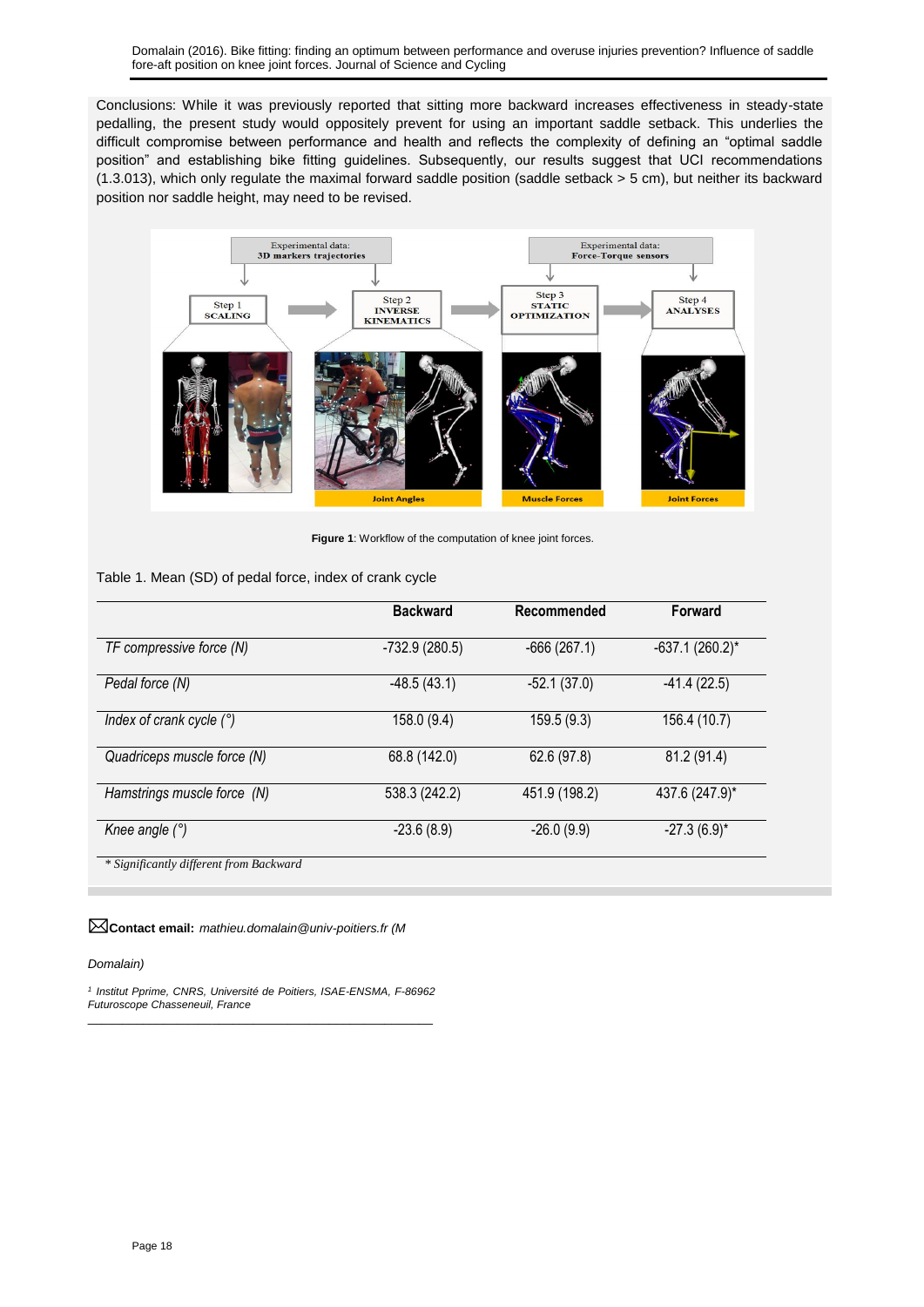Conclusions: While it was previously reported that sitting more backward increases effectiveness in steady-state pedalling, the present study would oppositely prevent for using an important saddle setback. This underlies the difficult compromise between performance and health and reflects the complexity of defining an “optimal saddle position” and establishing bike fitting guidelines. Subsequently, our results suggest that UCI recommendations (1.3.013), which only regulate the maximal forward saddle position (saddle setback > 5 cm), but neither its backward position nor saddle height, may need to be revised.

Experimental data: 3D markers trajectories

Experimental data: Force-Torque sensors

Step 1 SCALING

Step 2 INVERSE KINEMATICS

Step 3 STATIC OPTIMIZATION

Step 4 ANALYSES

Joint Angles

Muscle Forces

Joint Forces

**Figure 1**: Workflow of the computation of knee joint forces.

Table 1. Mean (SD) of pedal force, index of crank cycle

| | Backward | Recommended | Forward |
|---|---|---|---|
| *TF compressive force (N)* | -732.9 (280.5) | -666 (267.1) | -637.1 (260.2)* |
| *Pedal force (N)* | -48.5 (43.1) | -52.1 (37.0) | -41.4 (22.5) |
| *Index of crank cycle (°)* | 158.0 (9.4) | 159.5 (9.3) | 156.4 (10.7) |
| *Quadriceps muscle force (N)* | 68.8 (142.0) | 62.6 (97.8) | 81.2 (91.4) |
| *Hamstrings muscle force (N)* | 538.3 (242.2) | 451.9 (198.2) | 437.6 (247.9)* |
| *Knee angle (°)* | -23.6 (8.9) | -26.0 (9.9) | -27.3 (6.9)* |

*\* Significantly different from Backward*

**Contact email:** *mathieu.domalain@univ-poitiers.fr (M Domalain)*

[1] *Institut Pprime, CNRS, Université de Poitiers, ISAE-ENSMA, F-86962 Futuroscope Chasseneuil, France*